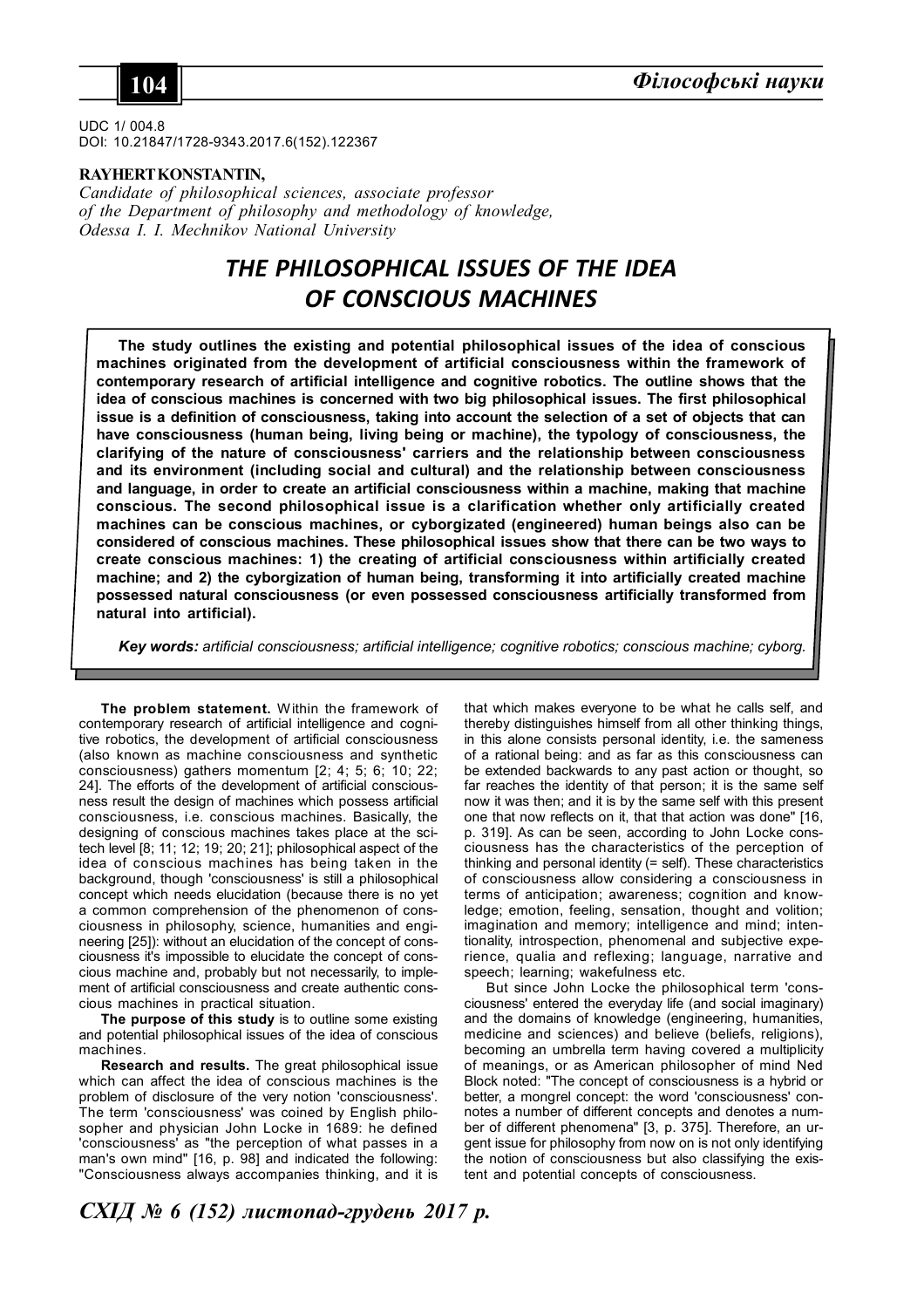UDC 1/ 004.8
DOI: 10.21847/1728-9343.2017.6(152).122367

**RAYHERT KONSTANTIN,**
*Candidate of philosophical sciences, associate professor of the Department of philosophy and methodology of knowledge, Odessa I. I. Mechnikov National University*

# THE PHILOSOPHICAL ISSUES OF THE IDEA OF CONSCIOUS MACHINES

**The study outlines the existing and potential philosophical issues of the idea of conscious machines originated from the development of artificial consciousness within the framework of contemporary research of artificial intelligence and cognitive robotics. The outline shows that the idea of conscious machines is concerned with two big philosophical issues. The first philosophical issue is a definition of consciousness, taking into account the selection of a set of objects that can have consciousness (human being, living being or machine), the typology of consciousness, the clarifying of the nature of consciousness' carriers and the relationship between consciousness and its environment (including social and cultural) and the relationship between consciousness and language, in order to create an artificial consciousness within a machine, making that machine conscious. The second philosophical issue is a clarification whether only artificially created machines can be conscious machines, or cyborgizated (engineered) human beings also can be considered of conscious machines. These philosophical issues show that there can be two ways to create conscious machines: 1) the creating of artificial consciousness within artificially created machine; and 2) the cyborgization of human being, transforming it into artificially created machine possessed natural consciousness (or even possessed consciousness artificially transformed from natural into artificial).**

***Key words:*** *artificial consciousness; artificial intelligence; cognitive robotics; conscious machine; cyborg.*

**The problem statement.** Within the framework of contemporary research of artificial intelligence and cognitive robotics, the development of artificial consciousness (also known as machine consciousness and synthetic consciousness) gathers momentum [2; 4; 5; 6; 10; 22; 24]. The efforts of the development of artificial consciousness result the design of machines which possess artificial consciousness, i.e. conscious machines. Basically, the designing of conscious machines takes place at the sci-tech level [8; 11; 12; 19; 20; 21]; philosophical aspect of the idea of conscious machines has being taken in the background, though 'consciousness' is still a philosophical concept which needs elucidation (because there is no yet a common comprehension of the phenomenon of consciousness in philosophy, science, humanities and engineering [25]): without an elucidation of the concept of consciousness it's impossible to elucidate the concept of conscious machine and, probably but not necessarily, to implement of artificial consciousness and create authentic conscious machines in practical situation.

**The purpose of this study** is to outline some existing and potential philosophical issues of the idea of conscious machines.

**Research and results.** The great philosophical issue which can affect the idea of conscious machines is the problem of disclosure of the very notion 'consciousness'. The term 'consciousness' was coined by English philosopher and physician John Locke in 1689: he defined 'consciousness' as "the perception of what passes in a man's own mind" [16, p. 98] and indicated the following: "Consciousness always accompanies thinking, and it is that which makes everyone to be what he calls self, and thereby distinguishes himself from all other thinking things, in this alone consists personal identity, i.e. the sameness of a rational being: and as far as this consciousness can be extended backwards to any past action or thought, so far reaches the identity of that person; it is the same self now it was then; and it is by the same self with this present one that now reflects on it, that that action was done" [16, p. 319]. As can be seen, according to John Locke consciousness has the characteristics of the perception of thinking and personal identity (= self). These characteristics of consciousness allow considering a consciousness in terms of anticipation; awareness; cognition and knowledge; emotion, feeling, sensation, thought and volition; imagination and memory; intelligence and mind; intentionality, introspection, phenomenal and subjective experience, qualia and reflexing; language, narrative and speech; learning; wakefulness etc.

But since John Locke the philosophical term 'consciousness' entered the everyday life (and social imaginary) and the domains of knowledge (engineering, humanities, medicine and sciences) and believe (beliefs, religions), becoming an umbrella term having covered a multiplicity of meanings, or as American philosopher of mind Ned Block noted: "The concept of consciousness is a hybrid or better, a mongrel concept: the word 'consciousness' connotes a number of different concepts and denotes a number of different phenomena" [3, p. 375]. Therefore, an urgent issue for philosophy from now on is not only identifying the notion of consciousness but also classifying the existent and potential concepts of consciousness.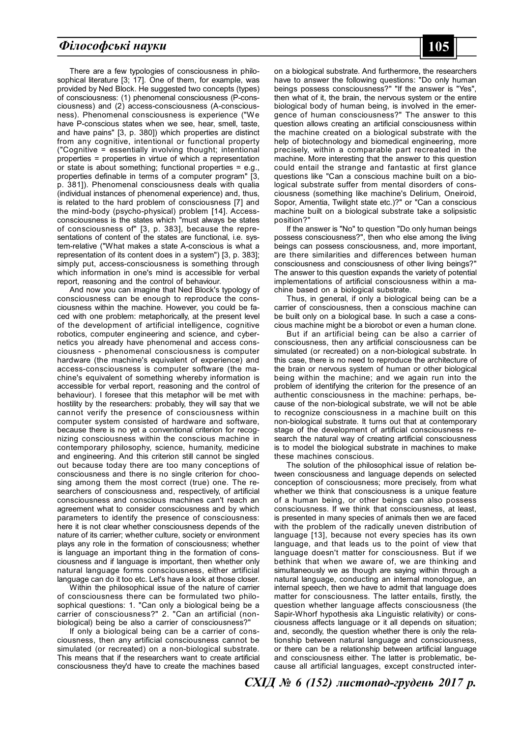There are a few typologies of consciousness in philosophical literature [3; 17]. One of them, for example, was provided by Ned Block. He suggested two concepts (types) of consciousness: (1) phenomenal consciousness (P-consciousness) and (2) access-consciousness (A-consciousness). Phenomenal consciousness is experience ("We have P-conscious states when we see, hear, smell, taste, and have pains" [3, p. 380]) which properties are distinct from any cognitive, intentional or functional property ("Cognitive = essentially involving thought; intentional properties = properties in virtue of which a representation or state is about something; functional properties = e.g., properties definable in terms of a computer program" [3, p. 381]). Phenomenal consciousness deals with qualia (individual instances of phenomenal experience) and, thus, is related to the hard problem of consciousness [7] and the mind-body (psycho-physical) problem [14]. Access-consciousness is the states which "must always be states of consciousness of" [3, p. 383], because the representations of content of the states are functional, i.e. system-relative ("What makes a state A-conscious is what a representation of its content does in a system") [3, p. 383]; simply put, access-consciousness is something through which information in one's mind is accessible for verbal report, reasoning and the control of behaviour.

And now you can imagine that Ned Block's typology of consciousness can be enough to reproduce the consciousness within the machine. However, you could be faced with one problem: metaphorically, at the present level of the development of artificial intelligence, cognitive robotics, computer engineering and science, and cybernetics you already have phenomenal and access consciousness - phenomenal consciousness is computer hardware (the machine's equivalent of experience) and access-consciousness is computer software (the machine's equivalent of something whereby information is accessible for verbal report, reasoning and the control of behaviour). I foresee that this metaphor will be met with hostility by the researchers: probably, they will say that we cannot verify the presence of consciousness within computer system consisted of hardware and software, because there is no yet a conventional criterion for recognizing consciousness within the conscious machine in contemporary philosophy, science, humanity, medicine and engineering. And this criterion still cannot be singled out because today there are too many conceptions of consciousness and there is no single criterion for choosing among them the most correct (true) one. The researchers of consciousness and, respectively, of artificial consciousness and conscious machines can't reach an agreement what to consider consciousness and by which parameters to identify the presence of consciousness: here it is not clear whether consciousness depends of the nature of its carrier; whether culture, society or environment plays any role in the formation of consciousness; whether is language an important thing in the formation of consciousness and if language is important, then whether only natural language forms consciousness, either artificial language can do it too etc. Let's have a look at those closer.

Within the philosophical issue of the nature of carrier of consciousness there can be formulated two philosophical questions: 1. "Can only a biological being be a carrier of consciousness?" 2. "Can an artificial (non-biological) being be also a carrier of consciousness?"

If only a biological being can be a carrier of consciousness, then any artificial consciousness cannot be simulated (or recreated) on a non-biological substrate. This means that if the researchers want to create artificial consciousness they'd have to create the machines based on a biological substrate. And furthermore, the researchers have to answer the following questions: "Do only human beings possess consciousness?" "If the answer is "Yes", then what of it, the brain, the nervous system or the entire biological body of human being, is involved in the emergence of human consciousness?" The answer to this question allows creating an artificial consciousness within the machine created on a biological substrate with the help of biotechnology and biomedical engineering, more precisely, within a comparable part recreated in the machine. More interesting that the answer to this question could entail the strange and fantastic at first glance questions like "Can a conscious machine built on a biological substrate suffer from mental disorders of consciousness (something like machine's Delirium, Oneiroid, Sopor, Amentia, Twilight state etc.)?" or "Can a conscious machine built on a biological substrate take a solipsistic position?"

If the answer is "No" to question "Do only human beings possess consciousness?", then who else among the living beings can possess consciousness, and, more important, are there similarities and differences between human consciousness and consciousness of other living beings?" The answer to this question expands the variety of potential implementations of artificial consciousness within a machine based on a biological substrate.

Thus, in general, if only a biological being can be a carrier of consciousness, then a conscious machine can be built only on a biological base. In such a case a conscious machine might be a biorobot or even a human clone.

But if an artificial being can be also a carrier of consciousness, then any artificial consciousness can be simulated (or recreated) on a non-biological substrate. In this case, there is no need to reproduce the architecture of the brain or nervous system of human or other biological being within the machine; and we again run into the problem of identifying the criterion for the presence of an authentic consciousness in the machine: perhaps, because of the non-biological substrate, we will not be able to recognize consciousness in a machine built on this non-biological substrate. It turns out that at contemporary stage of the development of artificial consciousness research the natural way of creating artificial consciousness is to model the biological substrate in machines to make these machines conscious.

The solution of the philosophical issue of relation between consciousness and language depends on selected conception of consciousness; more precisely, from what whether we think that consciousness is a unique feature of a human being, or other beings can also possess consciousness. If we think that consciousness, at least, is presented in many species of animals then we are faced with the problem of the radically uneven distribution of language [13], because not every species has its own language, and that leads us to the point of view that language doesn't matter for consciousness. But if we bethink that when we aware of, we are thinking and simultaneously we as though are saying within through a natural language, conducting an internal monologue, an internal speech, then we have to admit that language does matter for consciousness. The latter entails, firstly, the question whether language affects consciousness (the Sapir-Whorf hypothesis aka Linguistic relativity) or consciousness affects language or it all depends on situation; and, secondly, the question whether there is only the relationship between natural language and consciousness, or there can be a relationship between artificial language and consciousness either. The latter is problematic, because all artificial languages, except constructed inter-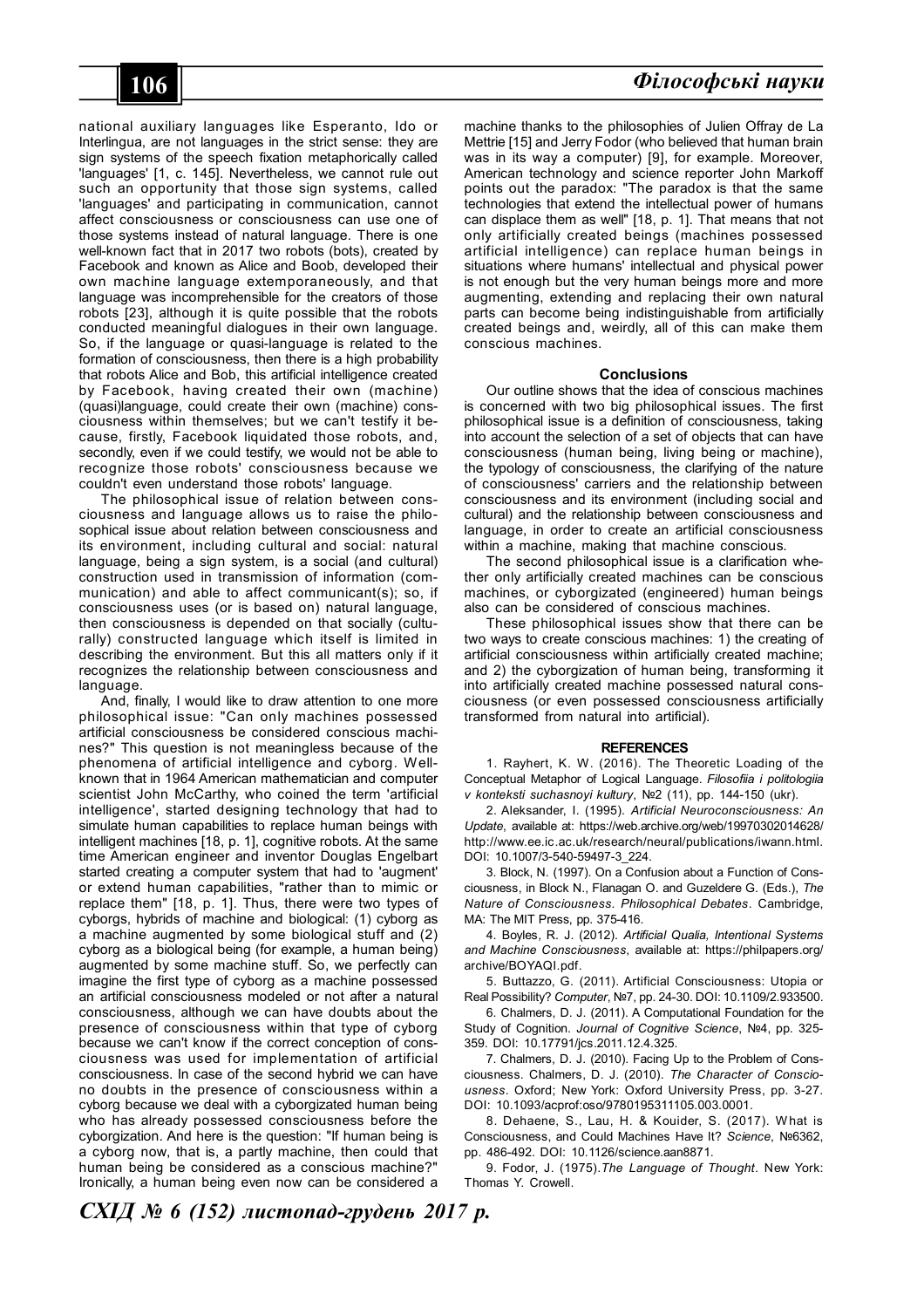national auxiliary languages like Esperanto, Ido or Interlingua, are not languages in the strict sense: they are sign systems of the speech fixation metaphorically called 'languages' [1, c. 145]. Nevertheless, we cannot rule out such an opportunity that those sign systems, called 'languages' and participating in communication, cannot affect consciousness or consciousness can use one of those systems instead of natural language. There is one well-known fact that in 2017 two robots (bots), created by Facebook and known as Alice and Boob, developed their own machine language extemporaneously, and that language was incomprehensible for the creators of those robots [23], although it is quite possible that the robots conducted meaningful dialogues in their own language. So, if the language or quasi-language is related to the formation of consciousness, then there is a high probability that robots Alice and Bob, this artificial intelligence created by Facebook, having created their own (machine) (quasi)language, could create their own (machine) consciousness within themselves; but we can't testify it because, firstly, Facebook liquidated those robots, and, secondly, even if we could testify, we would not be able to recognize those robots' consciousness because we couldn't even understand those robots' language.

The philosophical issue of relation between consciousness and language allows us to raise the philosophical issue about relation between consciousness and its environment, including cultural and social: natural language, being a sign system, is a social (and cultural) construction used in transmission of information (communication) and able to affect communicant(s); so, if consciousness uses (or is based on) natural language, then consciousness is depended on that socially (culturally) constructed language which itself is limited in describing the environment. But this all matters only if it recognizes the relationship between consciousness and language.

And, finally, I would like to draw attention to one more philosophical issue: "Can only machines possessed artificial consciousness be considered conscious machines?" This question is not meaningless because of the phenomena of artificial intelligence and cyborg. Well-known that in 1964 American mathematician and computer scientist John McCarthy, who coined the term 'artificial intelligence', started designing technology that had to simulate human capabilities to replace human beings with intelligent machines [18, p. 1], cognitive robots. At the same time American engineer and inventor Douglas Engelbart started creating a computer system that had to 'augment' or extend human capabilities, "rather than to mimic or replace them" [18, p. 1]. Thus, there were two types of cyborgs, hybrids of machine and biological: (1) cyborg as a machine augmented by some biological stuff and (2) cyborg as a biological being (for example, a human being) augmented by some machine stuff. So, we perfectly can imagine the first type of cyborg as a machine possessed an artificial consciousness modeled or not after a natural consciousness, although we can have doubts about the presence of consciousness within that type of cyborg because we can't know if the correct conception of consciousness was used for implementation of artificial consciousness. In case of the second hybrid we can have no doubts in the presence of consciousness within a cyborg because we deal with a cyborgizated human being who has already possessed consciousness before the cyborgization. And here is the question: "If human being is a cyborg now, that is, a partly machine, then could that human being be considered as a conscious machine?" Ironically, a human being even now can be considered a machine thanks to the philosophies of Julien Offray de La Mettrie [15] and Jerry Fodor (who believed that human brain was in its way a computer) [9], for example. Moreover, American technology and science reporter John Markoff points out the paradox: "The paradox is that the same technologies that extend the intellectual power of humans can displace them as well" [18, p. 1]. That means that not only artificially created beings (machines possessed artificial intelligence) can replace human beings in situations where humans' intellectual and physical power is not enough but the very human beings more and more augmenting, extending and replacing their own natural parts can become being indistinguishable from artificially created beings and, weirdly, all of this can make them conscious machines.

## Conclusions

Our outline shows that the idea of conscious machines is concerned with two big philosophical issues. The first philosophical issue is a definition of consciousness, taking into account the selection of a set of objects that can have consciousness (human being, living being or machine), the typology of consciousness, the clarifying of the nature of consciousness' carriers and the relationship between consciousness and its environment (including social and cultural) and the relationship between consciousness and language, in order to create an artificial consciousness within a machine, making that machine conscious.

The second philosophical issue is a clarification whether only artificially created machines can be conscious machines, or cyborgizated (engineered) human beings also can be considered of conscious machines.

These philosophical issues show that there can be two ways to create conscious machines: 1) the creating of artificial consciousness within artificially created machine; and 2) the cyborgization of human being, transforming it into artificially created machine possessed natural consciousness (or even possessed consciousness artificially transformed from natural into artificial).

### REFERENCES

1. Rayhert, K. W. (2016). The Theoretic Loading of the Conceptual Metaphor of Logical Language. *Filosofiia i politologiia v konteksti suchasnoyi kultury*, №2 (11), pp. 144-150 (ukr).

2. Aleksander, I. (1995). *Artificial Neuroconsciousness: An Update*, available at: https://web.archive.org/web/19970302014628/http://www.ee.ic.ac.uk/research/neural/publications/iwann.html. DOI: 10.1007/3-540-59497-3_224.

3. Block, N. (1997). On a Confusion about a Function of Consciousness, in Block N., Flanagan O. and Guzeldere G. (Eds.), *The Nature of Consciousness. Philosophical Debates*. Cambridge, MA: The MIT Press, pp. 375-416.

4. Boyles, R. J. (2012). *Artificial Qualia, Intentional Systems and Machine Consciousness*, available at: https://philpapers.org/archive/BOYAQI.pdf.

5. Buttazzo, G. (2011). Artificial Consciousness: Utopia or Real Possibility? *Computer*, №7, pp. 24-30. DOI: 10.1109/2.933500.

6. Chalmers, D. J. (2011). A Computational Foundation for the Study of Cognition. *Journal of Cognitive Science*, №4, pp. 325-359. DOI: 10.17791/jcs.2011.12.4.325.

7. Chalmers, D. J. (2010). Facing Up to the Problem of Consciousness. Chalmers, D. J. (2010). *The Character of Consciousness*. Oxford; New York: Oxford University Press, pp. 3-27. DOI: 10.1093/acprof:oso/9780195311105.003.0001.

8. Dehaene, S., Lau, H. & Kouider, S. (2017). What is Consciousness, and Could Machines Have It? *Science*, №6362, pp. 486-492. DOI: 10.1126/science.aan8871.

9. Fodor, J. (1975). *The Language of Thought*. New York: Thomas Y. Crowell.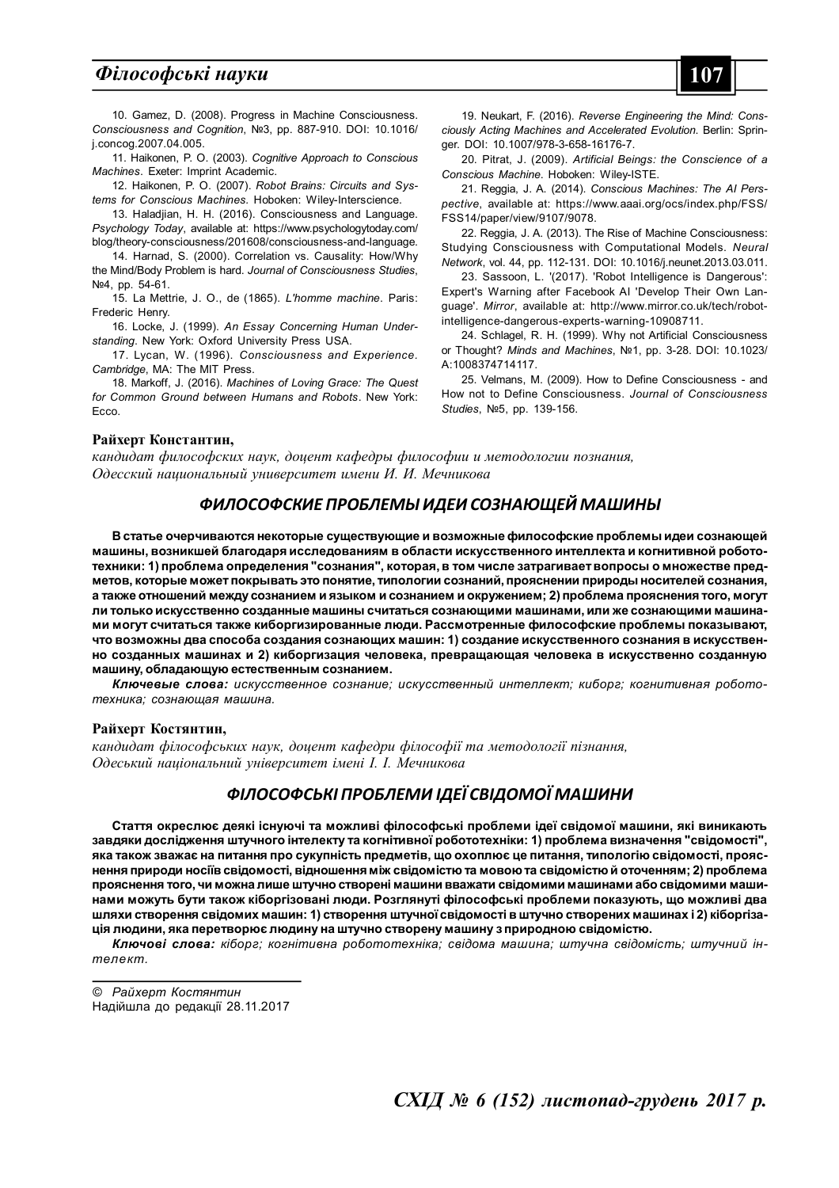10. Gamez, D. (2008). Progress in Machine Consciousness. *Consciousness and Cognition*, №3, pp. 887-910. DOI: 10.1016/j.concog.2007.04.005.

11. Haikonen, P. O. (2003). *Cognitive Approach to Conscious Machines*. Exeter: Imprint Academic.

12. Haikonen, P. O. (2007). *Robot Brains: Circuits and Systems for Conscious Machines.* Hoboken: Wiley-Interscience.

13. Haladjian, H. H. (2016). Consciousness and Language. *Psychology Today*, available at: https://www.psychologytoday.com/blog/theory-consciousness/201608/consciousness-and-language.

14. Harnad, S. (2000). Correlation vs. Causality: How/Why the Mind/Body Problem is hard. *Journal of Consciousness Studies*, №4, pp. 54-61.

15. La Mettrie, J. O., de (1865). *L'homme machine*. Paris: Frederic Henry.

16. Locke, J. (1999). *An Essay Concerning Human Understanding*. New York: Oxford University Press USA.

17. Lycan, W. (1996). *Consciousness and Experience. Cambridge*, MA: The MIT Press.

18. Markoff, J. (2016). *Machines of Loving Grace: The Quest for Common Ground between Humans and Robots*. New York: Ecco.

19. Neukart, F. (2016). *Reverse Engineering the Mind: Consciously Acting Machines and Accelerated Evolution.* Berlin: Springer. DOI: 10.1007/978-3-658-16176-7.

20. Pitrat, J. (2009). *Artificial Beings: the Conscience of a Conscious Machine*. Hoboken: Wiley-ISTE.

21. Reggia, J. A. (2014). *Conscious Machines: The AI Perspective*, available at: https://www.aaai.org/ocs/index.php/FSS/FSS14/paper/view/9107/9078.

22. Reggia, J. A. (2013). The Rise of Machine Consciousness: Studying Consciousness with Computational Models. *Neural Network*, vol. 44, pp. 112-131. DOI: 10.1016/j.neunet.2013.03.011.

23. Sassoon, L. '(2017). 'Robot Intelligence is Dangerous': Expert's Warning after Facebook AI 'Develop Their Own Language'. *Mirror*, available at: http://www.mirror.co.uk/tech/robot-intelligence-dangerous-experts-warning-10908711.

24. Schlagel, R. H. (1999). Why not Artificial Consciousness or Thought? *Minds and Machines*, №1, pp. 3-28. DOI: 10.1023/A:1008374714117.

25. Velmans, M. (2009). How to Define Consciousness - and How not to Define Consciousness. *Journal of Consciousness Studies*, №5, pp. 139-156.

**Райхерт Константин,**

*кандидат философских наук, доцент кафедры философии и методологии познания, Одесский национальный университет имени И. И. Мечникова*

## ФИЛОСОФСКИЕ ПРОБЛЕМЫ ИДЕИ СОЗНАЮЩЕЙ МАШИНЫ

**В статье очерчиваются некоторые существующие и возможные философские проблемы идеи сознающей машины, возникшей благодаря исследованиям в области искусственного интеллекта и когнитивной робототехники: 1) проблема определения "сознания", которая, в том числе затрагивает вопросы о множестве предметов, которые может покрывать это понятие, типологии сознаний, прояснении природы носителей сознания, а также отношений между сознанием и языком и сознанием и окружением; 2) проблема прояснения того, могут ли только искусственно созданные машины считаться сознающими машинами, или же сознающими машинами могут считаться также киборгизированные люди. Рассмотренные философские проблемы показывают, что возможны два способа создания сознающих машин: 1) создание искусственного сознания в искусственно созданных машинах и 2) киборгизация человека, превращающая человека в искусственно созданную машину, обладающую естественным сознанием.**

***Ключевые слова:*** *искусственное сознание; искусственный интеллект; киборг; когнитивная робототехника; сознающая машина.*

**Райхерт Костянтин,**

*кандидат філософських наук, доцент кафедри філософії та методології пізнання, Одеський національний університет імені І. І. Мечникова*

## ФІЛОСОФСЬКІ ПРОБЛЕМИ ІДЕЇ СВІДОМОЇ МАШИНИ

**Стаття окреслює деякі існуючі та можливі філософські проблеми ідеї свідомої машини, які виникають завдяки дослідження штучного інтелекту та когнітивної робототехніки: 1) проблема визначення "свідомості", яка також зважає на питання про сукупність предметів, що охоплює це питання, типологію свідомості, прояснення природи носіїв свідомості, відношення між свідомістю та мовою та свідомістю й оточенням; 2) проблема прояснення того, чи можна лише штучно створені машини вважати свідомими машинами або свідомими машинами можуть бути також кіборгізовані люди. Розглянуті філософські проблеми показують, що можливі два шляхи створення свідомих машин: 1) створення штучної свідомості в штучно створених машинах і 2) кіборгізація людини, яка перетворює людину на штучно створену машину з природною свідомістю.**

***Ключові слова:*** *кіборг; когнітивна робототехніка; свідома машина; штучна свідомість; штучний інтелект.*

---

© *Райхерт Костянтин*
Надійшла до редакції 28.11.2017